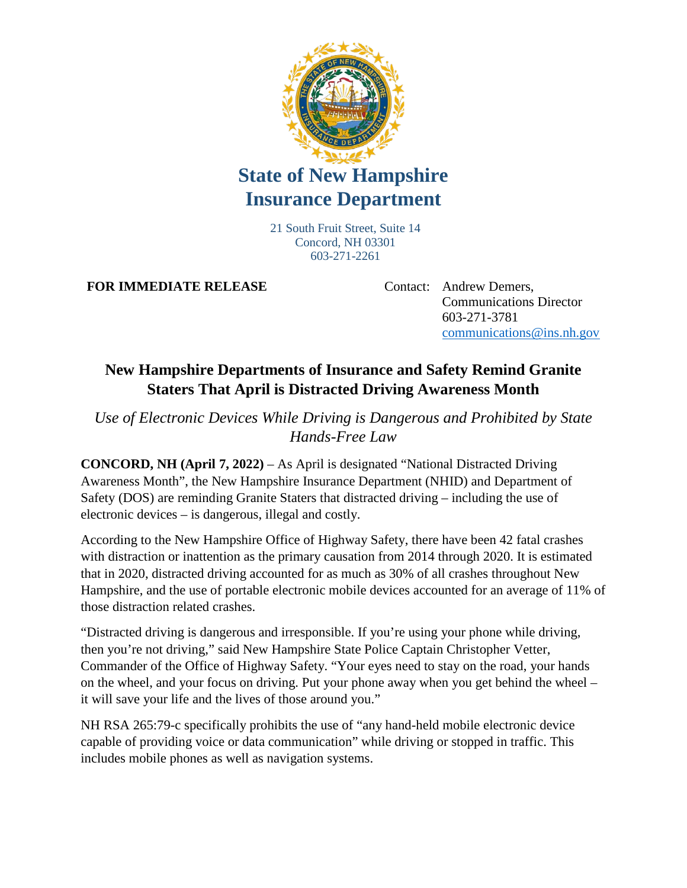# State of New Hampshire
# Insurance Department

21 South Fruit Street, Suite 14
Concord, NH 03301
603-271-2261

**FOR IMMEDIATE RELEASE**

Contact: Andrew Demers,
Communications Director
603-271-3781
communications@ins.nh.gov

## New Hampshire Departments of Insurance and Safety Remind Granite Staters That April is Distracted Driving Awareness Month

*Use of Electronic Devices While Driving is Dangerous and Prohibited by State Hands-Free Law*

**CONCORD, NH (April 7, 2022)** – As April is designated "National Distracted Driving Awareness Month", the New Hampshire Insurance Department (NHID) and Department of Safety (DOS) are reminding Granite Staters that distracted driving – including the use of electronic devices – is dangerous, illegal and costly.

According to the New Hampshire Office of Highway Safety, there have been 42 fatal crashes with distraction or inattention as the primary causation from 2014 through 2020. It is estimated that in 2020, distracted driving accounted for as much as 30% of all crashes throughout New Hampshire, and the use of portable electronic mobile devices accounted for an average of 11% of those distraction related crashes.

"Distracted driving is dangerous and irresponsible. If you're using your phone while driving, then you're not driving," said New Hampshire State Police Captain Christopher Vetter, Commander of the Office of Highway Safety. "Your eyes need to stay on the road, your hands on the wheel, and your focus on driving. Put your phone away when you get behind the wheel – it will save your life and the lives of those around you."

NH RSA 265:79-c specifically prohibits the use of "any hand-held mobile electronic device capable of providing voice or data communication" while driving or stopped in traffic. This includes mobile phones as well as navigation systems.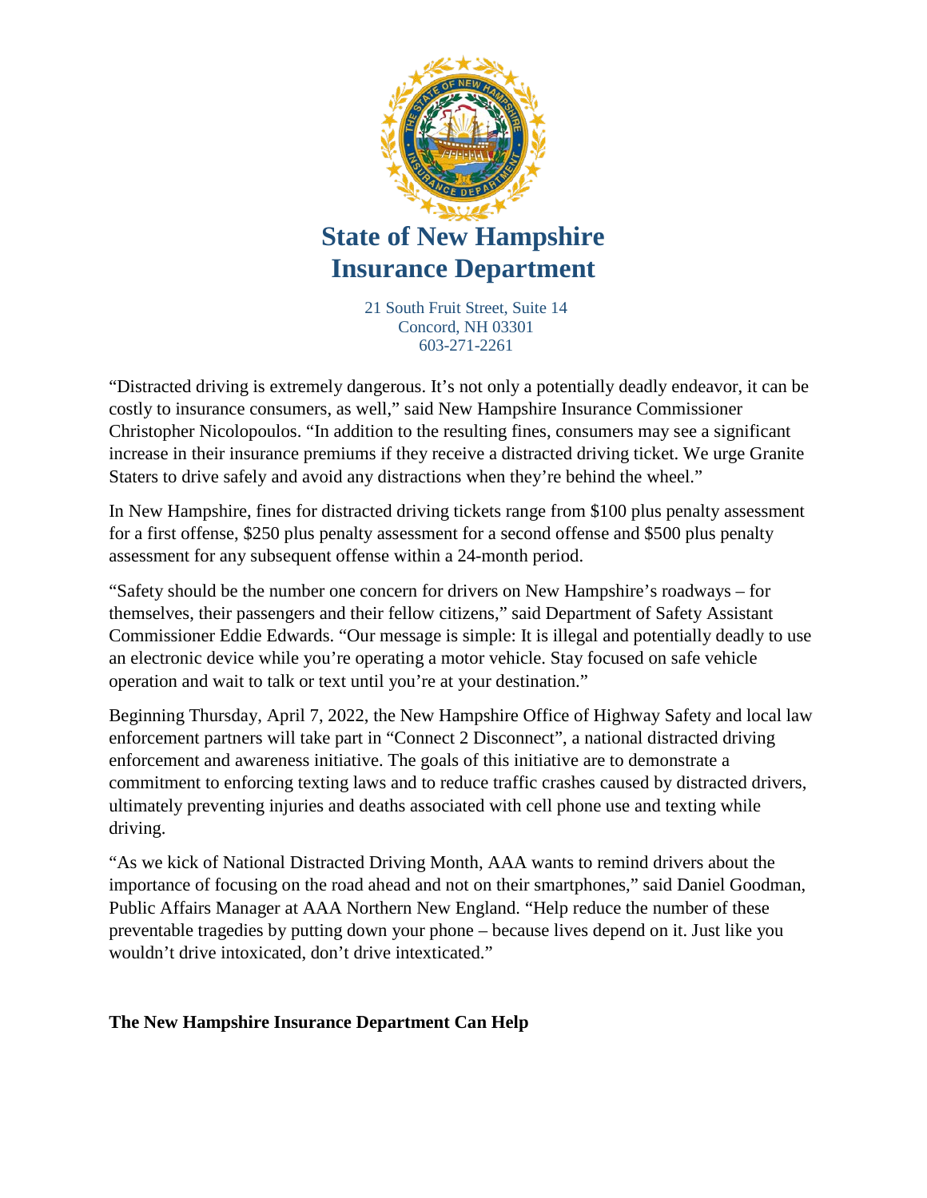# State of New Hampshire Insurance Department

21 South Fruit Street, Suite 14
Concord, NH 03301
603-271-2261

"Distracted driving is extremely dangerous. It's not only a potentially deadly endeavor, it can be costly to insurance consumers, as well," said New Hampshire Insurance Commissioner Christopher Nicolopoulos. "In addition to the resulting fines, consumers may see a significant increase in their insurance premiums if they receive a distracted driving ticket. We urge Granite Staters to drive safely and avoid any distractions when they're behind the wheel."

In New Hampshire, fines for distracted driving tickets range from $100 plus penalty assessment for a first offense, $250 plus penalty assessment for a second offense and $500 plus penalty assessment for any subsequent offense within a 24-month period.

"Safety should be the number one concern for drivers on New Hampshire's roadways – for themselves, their passengers and their fellow citizens," said Department of Safety Assistant Commissioner Eddie Edwards. "Our message is simple: It is illegal and potentially deadly to use an electronic device while you're operating a motor vehicle. Stay focused on safe vehicle operation and wait to talk or text until you're at your destination."

Beginning Thursday, April 7, 2022, the New Hampshire Office of Highway Safety and local law enforcement partners will take part in "Connect 2 Disconnect", a national distracted driving enforcement and awareness initiative. The goals of this initiative are to demonstrate a commitment to enforcing texting laws and to reduce traffic crashes caused by distracted drivers, ultimately preventing injuries and deaths associated with cell phone use and texting while driving.

"As we kick of National Distracted Driving Month, AAA wants to remind drivers about the importance of focusing on the road ahead and not on their smartphones," said Daniel Goodman, Public Affairs Manager at AAA Northern New England. "Help reduce the number of these preventable tragedies by putting down your phone – because lives depend on it. Just like you wouldn't drive intoxicated, don't drive intexticated."

**The New Hampshire Insurance Department Can Help**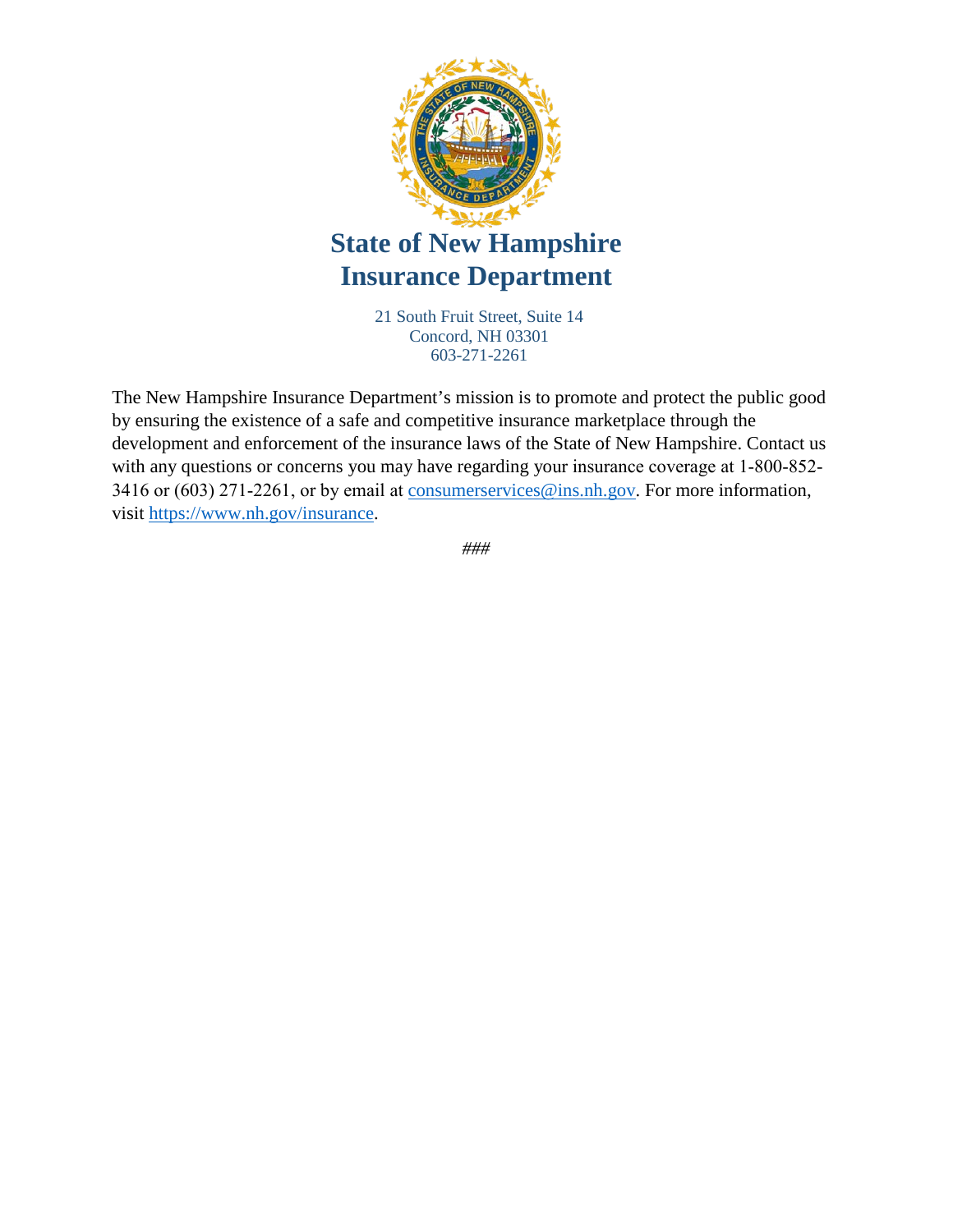# State of New Hampshire Insurance Department

21 South Fruit Street, Suite 14
Concord, NH 03301
603-271-2261

The New Hampshire Insurance Department's mission is to promote and protect the public good by ensuring the existence of a safe and competitive insurance marketplace through the development and enforcement of the insurance laws of the State of New Hampshire. Contact us with any questions or concerns you may have regarding your insurance coverage at 1-800-852-3416 or (603) 271-2261, or by email at consumerservices@ins.nh.gov. For more information, visit https://www.nh.gov/insurance.

###